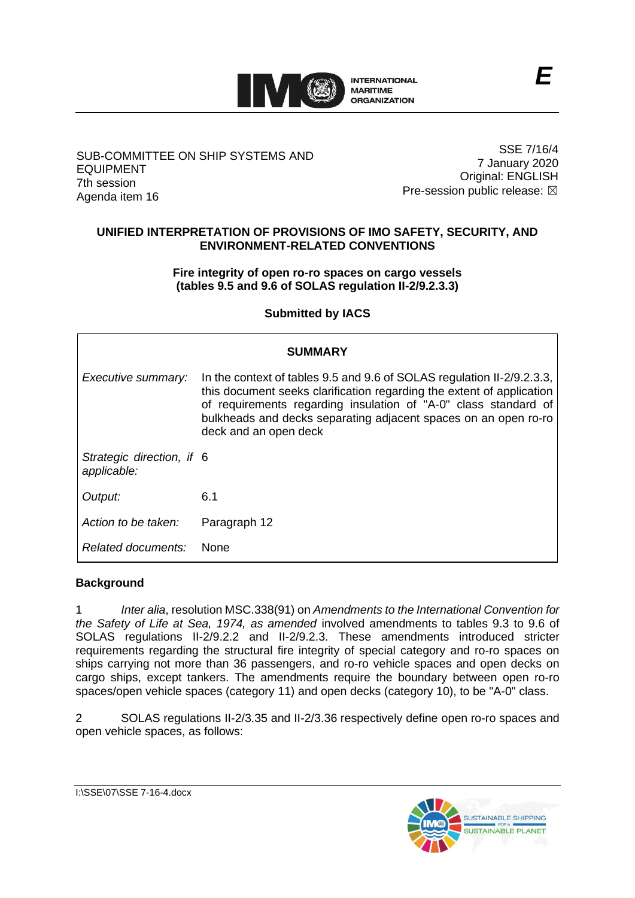E

SUB-COMMITTEE ON SHIP SYSTEMS AND EQUIPMENT
7th session
Agenda item 16

SSE 7/16/4
7 January 2020
Original: ENGLISH
Pre-session public release: ☒

## UNIFIED INTERPRETATION OF PROVISIONS OF IMO SAFETY, SECURITY, AND ENVIRONMENT-RELATED CONVENTIONS

### Fire integrity of open ro-ro spaces on cargo vessels (tables 9.5 and 9.6 of SOLAS regulation II-2/9.2.3.3)

**Submitted by IACS**

| **SUMMARY** | |
|---|---|
| *Executive summary:* | In the context of tables 9.5 and 9.6 of SOLAS regulation II-2/9.2.3.3, this document seeks clarification regarding the extent of application of requirements regarding insulation of "A-0" class standard of bulkheads and decks separating adjacent spaces on an open ro-ro deck and an open deck |
| *Strategic direction, if applicable:* | 6 |
| *Output:* | 6.1 |
| *Action to be taken:* | Paragraph 12 |
| *Related documents:* | None |

**Background**

1 *Inter alia*, resolution MSC.338(91) on *Amendments to the International Convention for the Safety of Life at Sea, 1974, as amended* involved amendments to tables 9.3 to 9.6 of SOLAS regulations II-2/9.2.2 and II-2/9.2.3. These amendments introduced stricter requirements regarding the structural fire integrity of special category and ro-ro spaces on ships carrying not more than 36 passengers, and ro-ro vehicle spaces and open decks on cargo ships, except tankers. The amendments require the boundary between open ro-ro spaces/open vehicle spaces (category 11) and open decks (category 10), to be "A-0" class.

2 SOLAS regulations II-2/3.35 and II-2/3.36 respectively define open ro-ro spaces and open vehicle spaces, as follows: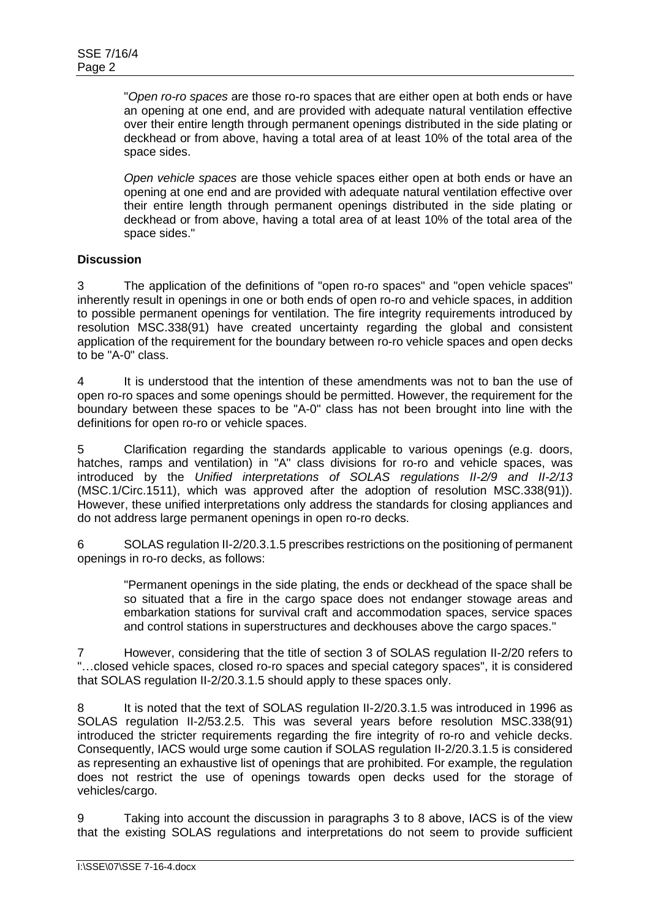"*Open ro-ro spaces* are those ro-ro spaces that are either open at both ends or have an opening at one end, and are provided with adequate natural ventilation effective over their entire length through permanent openings distributed in the side plating or deckhead or from above, having a total area of at least 10% of the total area of the space sides.

*Open vehicle spaces* are those vehicle spaces either open at both ends or have an opening at one end and are provided with adequate natural ventilation effective over their entire length through permanent openings distributed in the side plating or deckhead or from above, having a total area of at least 10% of the total area of the space sides."

**Discussion**

3 The application of the definitions of "open ro-ro spaces" and "open vehicle spaces" inherently result in openings in one or both ends of open ro-ro and vehicle spaces, in addition to possible permanent openings for ventilation. The fire integrity requirements introduced by resolution MSC.338(91) have created uncertainty regarding the global and consistent application of the requirement for the boundary between ro-ro vehicle spaces and open decks to be "A-0" class.

4 It is understood that the intention of these amendments was not to ban the use of open ro-ro spaces and some openings should be permitted. However, the requirement for the boundary between these spaces to be "A-0" class has not been brought into line with the definitions for open ro-ro or vehicle spaces.

5 Clarification regarding the standards applicable to various openings (e.g. doors, hatches, ramps and ventilation) in "A" class divisions for ro-ro and vehicle spaces, was introduced by the *Unified interpretations of SOLAS regulations II-2/9 and II-2/13* (MSC.1/Circ.1511), which was approved after the adoption of resolution MSC.338(91)). However, these unified interpretations only address the standards for closing appliances and do not address large permanent openings in open ro-ro decks.

6 SOLAS regulation II-2/20.3.1.5 prescribes restrictions on the positioning of permanent openings in ro-ro decks, as follows:

"Permanent openings in the side plating, the ends or deckhead of the space shall be so situated that a fire in the cargo space does not endanger stowage areas and embarkation stations for survival craft and accommodation spaces, service spaces and control stations in superstructures and deckhouses above the cargo spaces."

7 However, considering that the title of section 3 of SOLAS regulation II-2/20 refers to "…closed vehicle spaces, closed ro-ro spaces and special category spaces", it is considered that SOLAS regulation II-2/20.3.1.5 should apply to these spaces only.

8 It is noted that the text of SOLAS regulation II-2/20.3.1.5 was introduced in 1996 as SOLAS regulation II-2/53.2.5. This was several years before resolution MSC.338(91) introduced the stricter requirements regarding the fire integrity of ro-ro and vehicle decks. Consequently, IACS would urge some caution if SOLAS regulation II-2/20.3.1.5 is considered as representing an exhaustive list of openings that are prohibited. For example, the regulation does not restrict the use of openings towards open decks used for the storage of vehicles/cargo.

9 Taking into account the discussion in paragraphs 3 to 8 above, IACS is of the view that the existing SOLAS regulations and interpretations do not seem to provide sufficient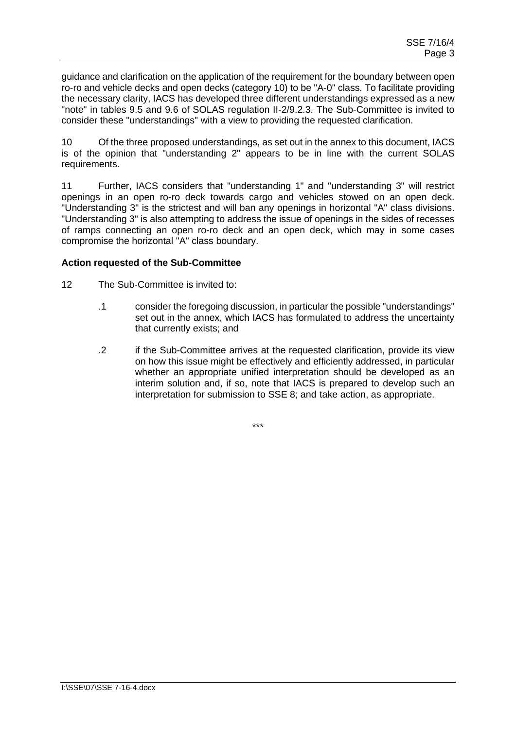guidance and clarification on the application of the requirement for the boundary between open ro-ro and vehicle decks and open decks (category 10) to be "A-0" class. To facilitate providing the necessary clarity, IACS has developed three different understandings expressed as a new "note" in tables 9.5 and 9.6 of SOLAS regulation II-2/9.2.3. The Sub-Committee is invited to consider these "understandings" with a view to providing the requested clarification.

10 Of the three proposed understandings, as set out in the annex to this document, IACS is of the opinion that "understanding 2" appears to be in line with the current SOLAS requirements.

11 Further, IACS considers that "understanding 1" and "understanding 3" will restrict openings in an open ro-ro deck towards cargo and vehicles stowed on an open deck. "Understanding 3" is the strictest and will ban any openings in horizontal "A" class divisions. "Understanding 3" is also attempting to address the issue of openings in the sides of recesses of ramps connecting an open ro-ro deck and an open deck, which may in some cases compromise the horizontal "A" class boundary.

**Action requested of the Sub-Committee**

12 The Sub-Committee is invited to:

.1 consider the foregoing discussion, in particular the possible "understandings" set out in the annex, which IACS has formulated to address the uncertainty that currently exists; and

.2 if the Sub-Committee arrives at the requested clarification, provide its view on how this issue might be effectively and efficiently addressed, in particular whether an appropriate unified interpretation should be developed as an interim solution and, if so, note that IACS is prepared to develop such an interpretation for submission to SSE 8; and take action, as appropriate.

\*\*\*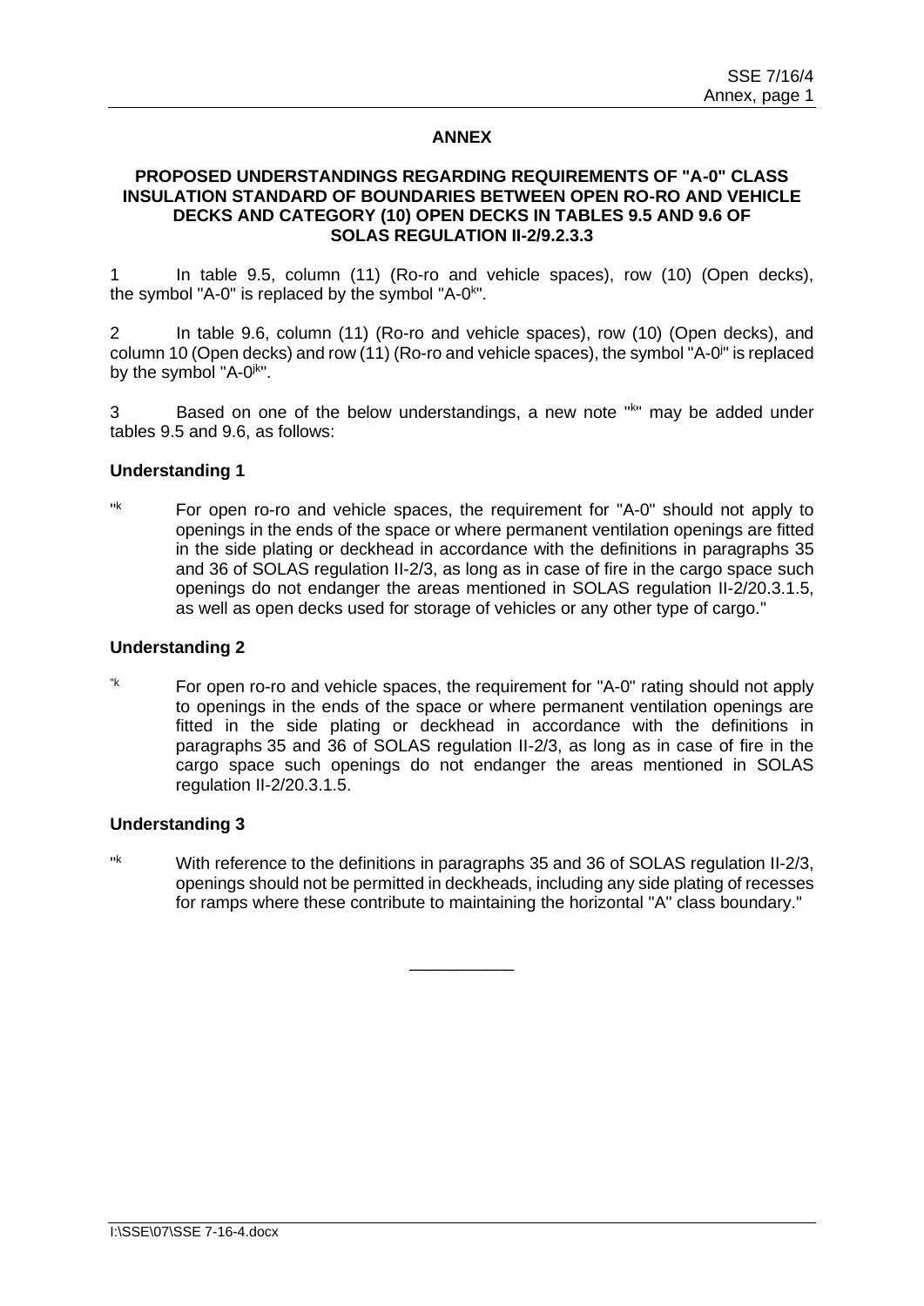## ANNEX

### PROPOSED UNDERSTANDINGS REGARDING REQUIREMENTS OF "A-0" CLASS INSULATION STANDARD OF BOUNDARIES BETWEEN OPEN RO-RO AND VEHICLE DECKS AND CATEGORY (10) OPEN DECKS IN TABLES 9.5 AND 9.6 OF SOLAS REGULATION II-2/9.2.3.3

1 In table 9.5, column (11) (Ro-ro and vehicle spaces), row (10) (Open decks), the symbol "A-0" is replaced by the symbol "A-0[k]".

2 In table 9.6, column (11) (Ro-ro and vehicle spaces), row (10) (Open decks), and column 10 (Open decks) and row (11) (Ro-ro and vehicle spaces), the symbol "A-0[i]" is replaced by the symbol "A-0[ik]".

3 Based on one of the below understandings, a new note "[k]" may be added under tables 9.5 and 9.6, as follows:

**Understanding 1**

"[k] For open ro-ro and vehicle spaces, the requirement for "A-0" should not apply to openings in the ends of the space or where permanent ventilation openings are fitted in the side plating or deckhead in accordance with the definitions in paragraphs 35 and 36 of SOLAS regulation II-2/3, as long as in case of fire in the cargo space such openings do not endanger the areas mentioned in SOLAS regulation II-2/20.3.1.5, as well as open decks used for storage of vehicles or any other type of cargo."

**Understanding 2**

"[k] For open ro-ro and vehicle spaces, the requirement for "A-0" rating should not apply to openings in the ends of the space or where permanent ventilation openings are fitted in the side plating or deckhead in accordance with the definitions in paragraphs 35 and 36 of SOLAS regulation II-2/3, as long as in case of fire in the cargo space such openings do not endanger the areas mentioned in SOLAS regulation II-2/20.3.1.5.

**Understanding 3**

"[k] With reference to the definitions in paragraphs 35 and 36 of SOLAS regulation II-2/3, openings should not be permitted in deckheads, including any side plating of recesses for ramps where these contribute to maintaining the horizontal "A" class boundary."

___________